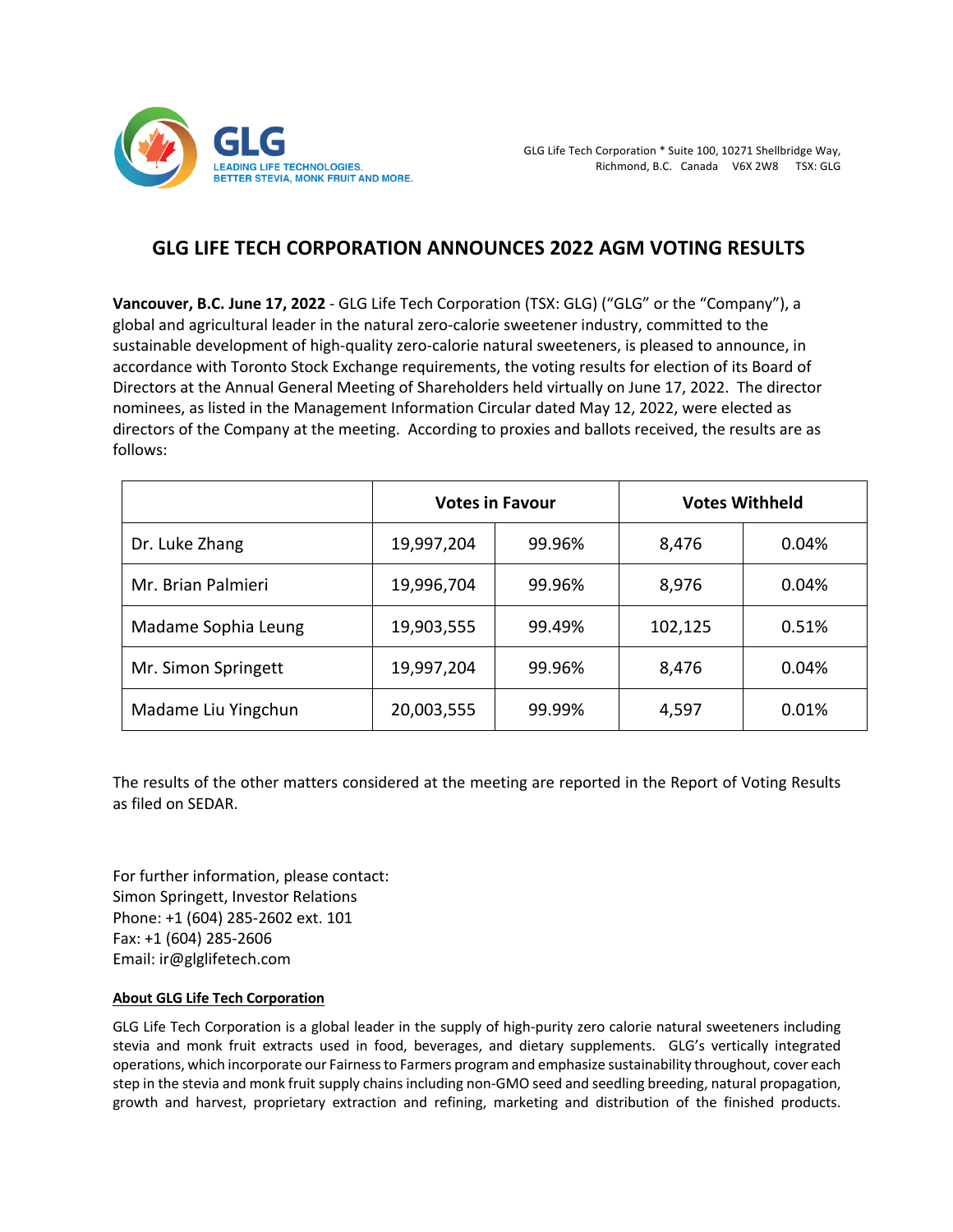GLG Life Tech Corporation * Suite 100, 10271 Shellbridge Way, Richmond, B.C. Canada V6X 2W8 TSX: GLG

# GLG LIFE TECH CORPORATION ANNOUNCES 2022 AGM VOTING RESULTS

**Vancouver, B.C. June 17, 2022** - GLG Life Tech Corporation (TSX: GLG) ("GLG" or the "Company"), a global and agricultural leader in the natural zero-calorie sweetener industry, committed to the sustainable development of high-quality zero-calorie natural sweeteners, is pleased to announce, in accordance with Toronto Stock Exchange requirements, the voting results for election of its Board of Directors at the Annual General Meeting of Shareholders held virtually on June 17, 2022. The director nominees, as listed in the Management Information Circular dated May 12, 2022, were elected as directors of the Company at the meeting. According to proxies and ballots received, the results are as follows:

| | Votes in Favour | | Votes Withheld | |
|---|---|---|---|---|
| Dr. Luke Zhang | 19,997,204 | 99.96% | 8,476 | 0.04% |
| Mr. Brian Palmieri | 19,996,704 | 99.96% | 8,976 | 0.04% |
| Madame Sophia Leung | 19,903,555 | 99.49% | 102,125 | 0.51% |
| Mr. Simon Springett | 19,997,204 | 99.96% | 8,476 | 0.04% |
| Madame Liu Yingchun | 20,003,555 | 99.99% | 4,597 | 0.01% |

The results of the other matters considered at the meeting are reported in the Report of Voting Results as filed on SEDAR.

For further information, please contact:
Simon Springett, Investor Relations
Phone: +1 (604) 285-2602 ext. 101
Fax: +1 (604) 285-2606
Email: ir@glglifetech.com

**About GLG Life Tech Corporation**

GLG Life Tech Corporation is a global leader in the supply of high-purity zero calorie natural sweeteners including stevia and monk fruit extracts used in food, beverages, and dietary supplements. GLG's vertically integrated operations, which incorporate our Fairness to Farmers program and emphasize sustainability throughout, cover each step in the stevia and monk fruit supply chains including non-GMO seed and seedling breeding, natural propagation, growth and harvest, proprietary extraction and refining, marketing and distribution of the finished products.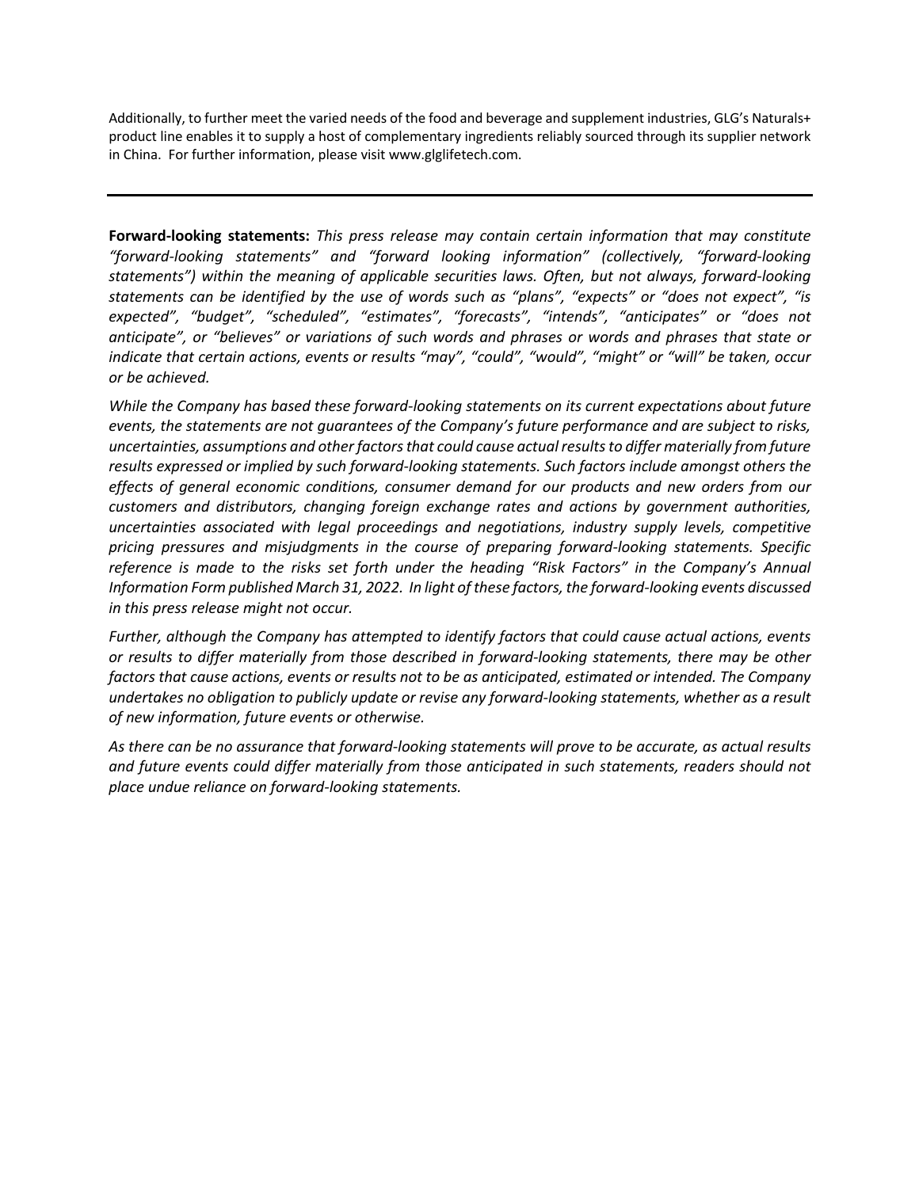Additionally, to further meet the varied needs of the food and beverage and supplement industries, GLG's Naturals+ product line enables it to supply a host of complementary ingredients reliably sourced through its supplier network in China. For further information, please visit www.glglifetech.com.

---

**Forward-looking statements:** *This press release may contain certain information that may constitute "forward-looking statements" and "forward looking information" (collectively, "forward-looking statements") within the meaning of applicable securities laws. Often, but not always, forward-looking statements can be identified by the use of words such as "plans", "expects" or "does not expect", "is expected", "budget", "scheduled", "estimates", "forecasts", "intends", "anticipates" or "does not anticipate", or "believes" or variations of such words and phrases or words and phrases that state or indicate that certain actions, events or results "may", "could", "would", "might" or "will" be taken, occur or be achieved.*

*While the Company has based these forward-looking statements on its current expectations about future events, the statements are not guarantees of the Company's future performance and are subject to risks, uncertainties, assumptions and other factors that could cause actual results to differ materially from future results expressed or implied by such forward-looking statements. Such factors include amongst others the effects of general economic conditions, consumer demand for our products and new orders from our customers and distributors, changing foreign exchange rates and actions by government authorities, uncertainties associated with legal proceedings and negotiations, industry supply levels, competitive pricing pressures and misjudgments in the course of preparing forward-looking statements. Specific reference is made to the risks set forth under the heading "Risk Factors" in the Company's Annual Information Form published March 31, 2022. In light of these factors, the forward-looking events discussed in this press release might not occur.*

*Further, although the Company has attempted to identify factors that could cause actual actions, events or results to differ materially from those described in forward-looking statements, there may be other factors that cause actions, events or results not to be as anticipated, estimated or intended. The Company undertakes no obligation to publicly update or revise any forward-looking statements, whether as a result of new information, future events or otherwise.*

*As there can be no assurance that forward-looking statements will prove to be accurate, as actual results and future events could differ materially from those anticipated in such statements, readers should not place undue reliance on forward-looking statements.*